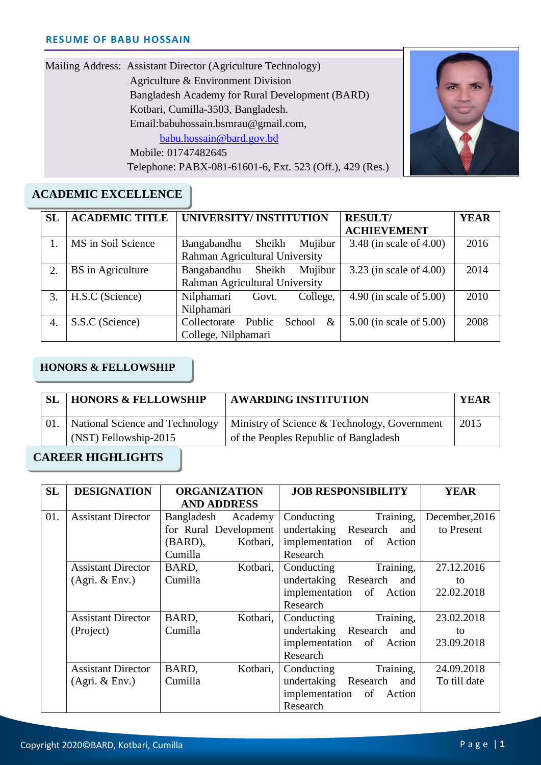# RESUME OF BABU HOSSAIN

Mailing Address: Assistant Director (Agriculture Technology)
Agriculture & Environment Division
Bangladesh Academy for Rural Development (BARD)
Kotbari, Cumilla-3503, Bangladesh.
Email:babuhossain.bsmrau@gmail.com,
babu.hossain@bard.gov.bd
Mobile: 01747482645
Telephone: PABX-081-61601-6, Ext. 523 (Off.), 429 (Res.)

## ACADEMIC EXCELLENCE

| SL | ACADEMIC TITLE | UNIVERSITY/ INSTITUTION | RESULT/ ACHIEVEMENT | YEAR |
|---|---|---|---|---|
| 1. | MS in Soil Science | Bangabandhu Sheikh Mujibur Rahman Agricultural University | 3.48 (in scale of 4.00) | 2016 |
| 2. | BS in Agriculture | Bangabandhu Sheikh Mujibur Rahman Agricultural University | 3.23 (in scale of 4.00) | 2014 |
| 3. | H.S.C (Science) | Nilphamari Govt. College, Nilphamari | 4.90 (in scale of 5.00) | 2010 |
| 4. | S.S.C (Science) | Collectorate Public School & College, Nilphamari | 5.00 (in scale of 5.00) | 2008 |

## HONORS & FELLOWSHIP

| SL | HONORS & FELLOWSHIP | AWARDING INSTITUTION | YEAR |
|---|---|---|---|
| 01. | National Science and Technology (NST) Fellowship-2015 | Ministry of Science & Technology, Government of the Peoples Republic of Bangladesh | 2015 |

## CAREER HIGHLIGHTS

| SL | DESIGNATION | ORGANIZATION AND ADDRESS | JOB RESPONSIBILITY | YEAR |
|---|---|---|---|---|
| 01. | Assistant Director | Bangladesh Academy for Rural Development (BARD), Kotbari, Cumilla | Conducting Training, undertaking Research and implementation of Action Research | December,2016 to Present |
| | Assistant Director (Agri. & Env.) | BARD, Kotbari, Cumilla | Conducting Training, undertaking Research and implementation of Action Research | 27.12.2016 to 22.02.2018 |
| | Assistant Director (Project) | BARD, Kotbari, Cumilla | Conducting Training, undertaking Research and implementation of Action Research | 23.02.2018 to 23.09.2018 |
| | Assistant Director (Agri. & Env.) | BARD, Kotbari, Cumilla | Conducting Training, undertaking Research and implementation of Action Research | 24.09.2018 To till date |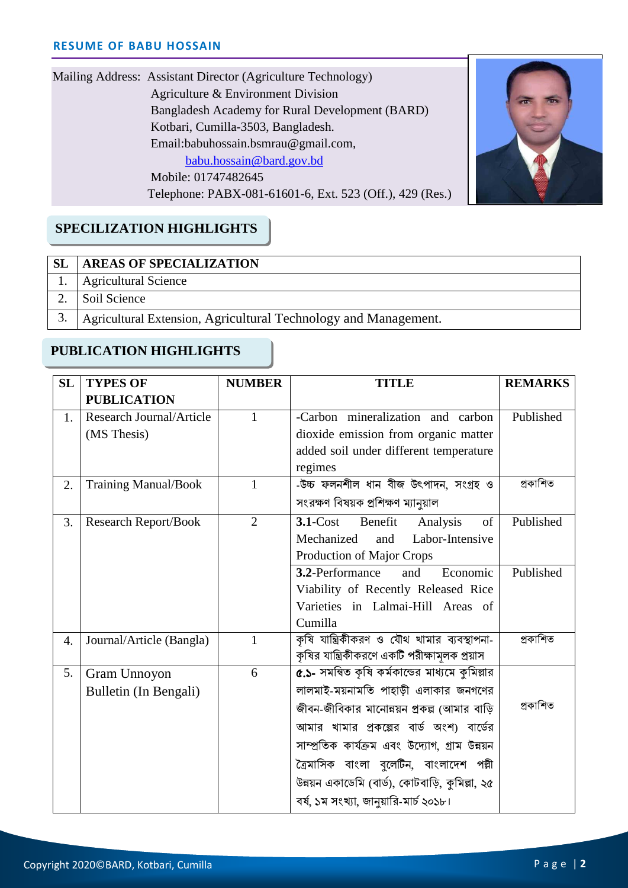**RESUME OF BABU HOSSAIN**

Mailing Address: Assistant Director (Agriculture Technology)
Agriculture & Environment Division
Bangladesh Academy for Rural Development (BARD)
Kotbari, Cumilla-3503, Bangladesh.
Email:babuhossain.bsmrau@gmail.com,
babu.hossain@bard.gov.bd
Mobile: 01747482645
Telephone: PABX-081-61601-6, Ext. 523 (Off.), 429 (Res.)

## SPECILIZATION HIGHLIGHTS

| SL | AREAS OF SPECIALIZATION |
|---|---|
| 1. | Agricultural Science |
| 2. | Soil Science |
| 3. | Agricultural Extension, Agricultural Technology and Management. |

## PUBLICATION HIGHLIGHTS

| SL | TYPES OF PUBLICATION | NUMBER | TITLE | REMARKS |
|---|---|---|---|---|
| 1. | Research Journal/Article (MS Thesis) | 1 | -Carbon mineralization and carbon dioxide emission from organic matter added soil under different temperature regimes | Published |
| 2. | Training Manual/Book | 1 | -উচ্চ ফলনশীল ধান বীজ উৎপাদন, সংগ্রহ ও সংরক্ষণ বিষয়ক প্রশিক্ষণ ম্যানুয়াল | প্রকাশিত |
| 3. | Research Report/Book | 2 | **3.1**-Cost Benefit Analysis of Mechanized and Labor-Intensive Production of Major Crops | Published |
| | | | **3.2**-Performance and Economic Viability of Recently Released Rice Varieties in Lalmai-Hill Areas of Cumilla | Published |
| 4. | Journal/Article (Bangla) | 1 | কৃষি যান্ত্রিকীকরণ ও যৌথ খামার ব্যবস্থাপনা- কৃষির যান্ত্রিকীকরণে একটি পরীক্ষামূলক প্রয়াস | প্রকাশিত |
| 5. | Gram Unnoyon Bulletin (In Bengali) | 6 | **৫.১-** সমন্বিত কৃষি কর্মকান্ডের মাধ্যমে কুমিল্লার লালমাই-ময়নামতি পাহাড়ী এলাকার জনগণের জীবন-জীবিকার মানোন্নয়ন প্রকল্প (আমার বাড়ি আমার খামার প্রকল্পের বার্ড অংশ) বার্ডের সাম্প্রতিক কার্যক্রম এবং উদ্যোগ, গ্রাম উন্নয়ন ত্রৈমাসিক বাংলা বুলেটিন, বাংলাদেশ পল্লী উন্নয়ন একাডেমি (বার্ড), কোটবাড়ি, কুমিল্লা, ২৫ বর্ষ, ১ম সংখ্যা, জানুয়ারি-মার্চ ২০১৮। | প্রকাশিত |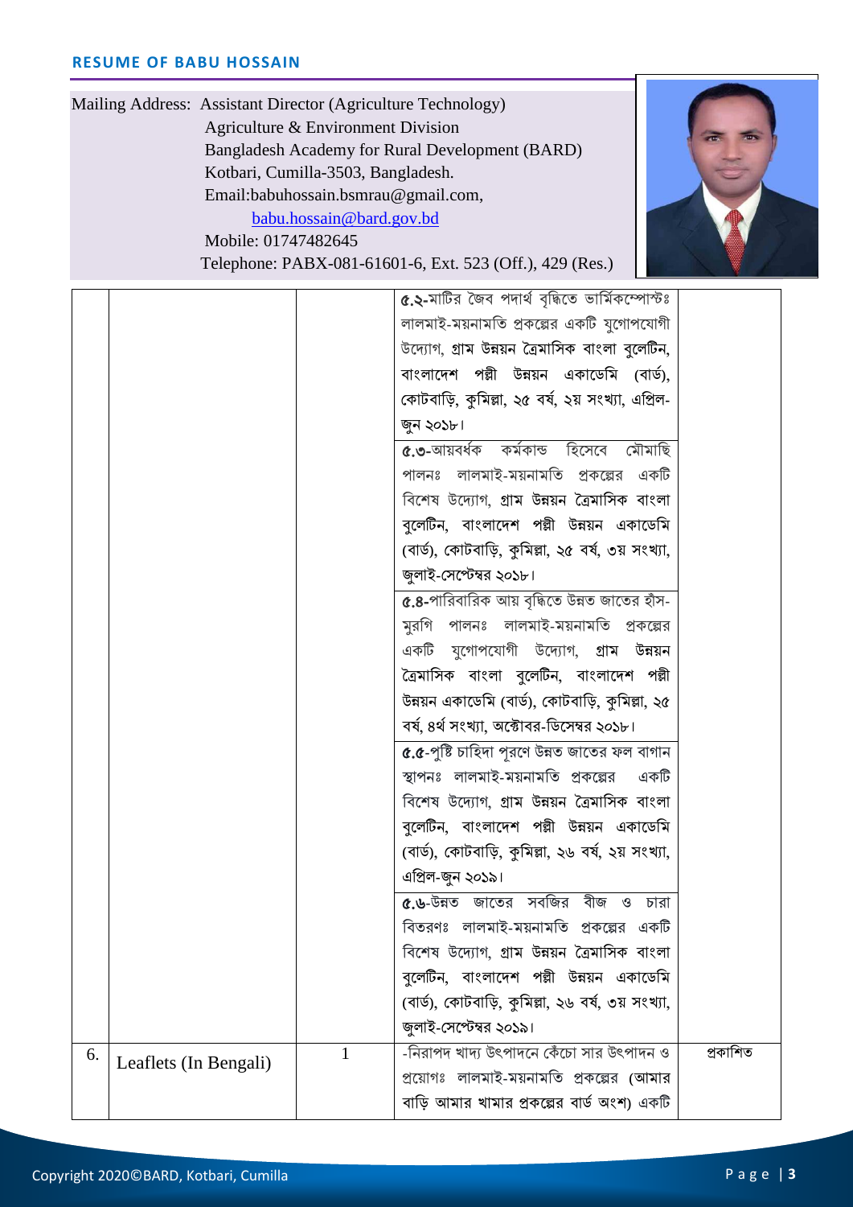**RESUME OF BABU HOSSAIN**

Mailing Address: Assistant Director (Agriculture Technology)
Agriculture & Environment Division
Bangladesh Academy for Rural Development (BARD)
Kotbari, Cumilla-3503, Bangladesh.
Email:babuhossain.bsmrau@gmail.com,
babu.hossain@bard.gov.bd
Mobile: 01747482645
Telephone: PABX-081-61601-6, Ext. 523 (Off.), 429 (Res.)

| | | | | |
|---|---|---|---|---|
| | | | ৫.২-মাটির জৈব পদার্থ বৃদ্ধিতে ভার্মিকম্পোস্টঃ লালমাই-ময়নামতি প্রকল্পের একটি যুগোপযোগী উদ্যোগ, গ্রাম উন্নয়ন ত্রৈমাসিক বাংলা বুলেটিন, বাংলাদেশ পল্লী উন্নয়ন একাডেমি (বার্ড), কোটবাড়ি, কুমিল্লা, ২৫ বর্ষ, ২য় সংখ্যা, এপ্রিল-জুন ২০১৮। | |
| | | | ৫.৩-আয়বর্ধক কর্মকান্ড হিসেবে মৌমাছি পালনঃ লালমাই-ময়নামতি প্রকল্পের একটি বিশেষ উদ্যোগ, গ্রাম উন্নয়ন ত্রৈমাসিক বাংলা বুলেটিন, বাংলাদেশ পল্লী উন্নয়ন একাডেমি (বার্ড), কোটবাড়ি, কুমিল্লা, ২৫ বর্ষ, ৩য় সংখ্যা, জুলাই-সেপ্টেম্বর ২০১৮। | |
| | | | ৫.৪-পারিবারিক আয় বৃদ্ধিতে উন্নত জাতের হাঁস-মুরগি পালনঃ লালমাই-ময়নামতি প্রকল্পের একটি যুগোপযোগী উদ্যোগ, গ্রাম উন্নয়ন ত্রৈমাসিক বাংলা বুলেটিন, বাংলাদেশ পল্লী উন্নয়ন একাডেমি (বার্ড), কোটবাড়ি, কুমিল্লা, ২৫ বর্ষ, ৪র্থ সংখ্যা, অক্টোবর-ডিসেম্বর ২০১৮। | |
| | | | ৫.৫-পুষ্টি চাহিদা পূরণে উন্নত জাতের ফল বাগান স্থাপনঃ লালমাই-ময়নামতি প্রকল্পের একটি বিশেষ উদ্যোগ, গ্রাম উন্নয়ন ত্রৈমাসিক বাংলা বুলেটিন, বাংলাদেশ পল্লী উন্নয়ন একাডেমি (বার্ড), কোটবাড়ি, কুমিল্লা, ২৬ বর্ষ, ২য় সংখ্যা, এপ্রিল-জুন ২০১৯। | |
| | | | ৫.৬-উন্নত জাতের সবজির বীজ ও চারা বিতরণঃ লালমাই-ময়নামতি প্রকল্পের একটি বিশেষ উদ্যোগ, গ্রাম উন্নয়ন ত্রৈমাসিক বাংলা বুলেটিন, বাংলাদেশ পল্লী উন্নয়ন একাডেমি (বার্ড), কোটবাড়ি, কুমিল্লা, ২৬ বর্ষ, ৩য় সংখ্যা, জুলাই-সেপ্টেম্বর ২০১৯। | |
| 6. | Leaflets (In Bengali) | 1 | -নিরাপদ খাদ্য উৎপাদনে কেঁচো সার উৎপাদন ও প্রয়োগঃ লালমাই-ময়নামতি প্রকল্পের (আমার বাড়ি আমার খামার প্রকল্পের বার্ড অংশ) একটি | প্রকাশিত |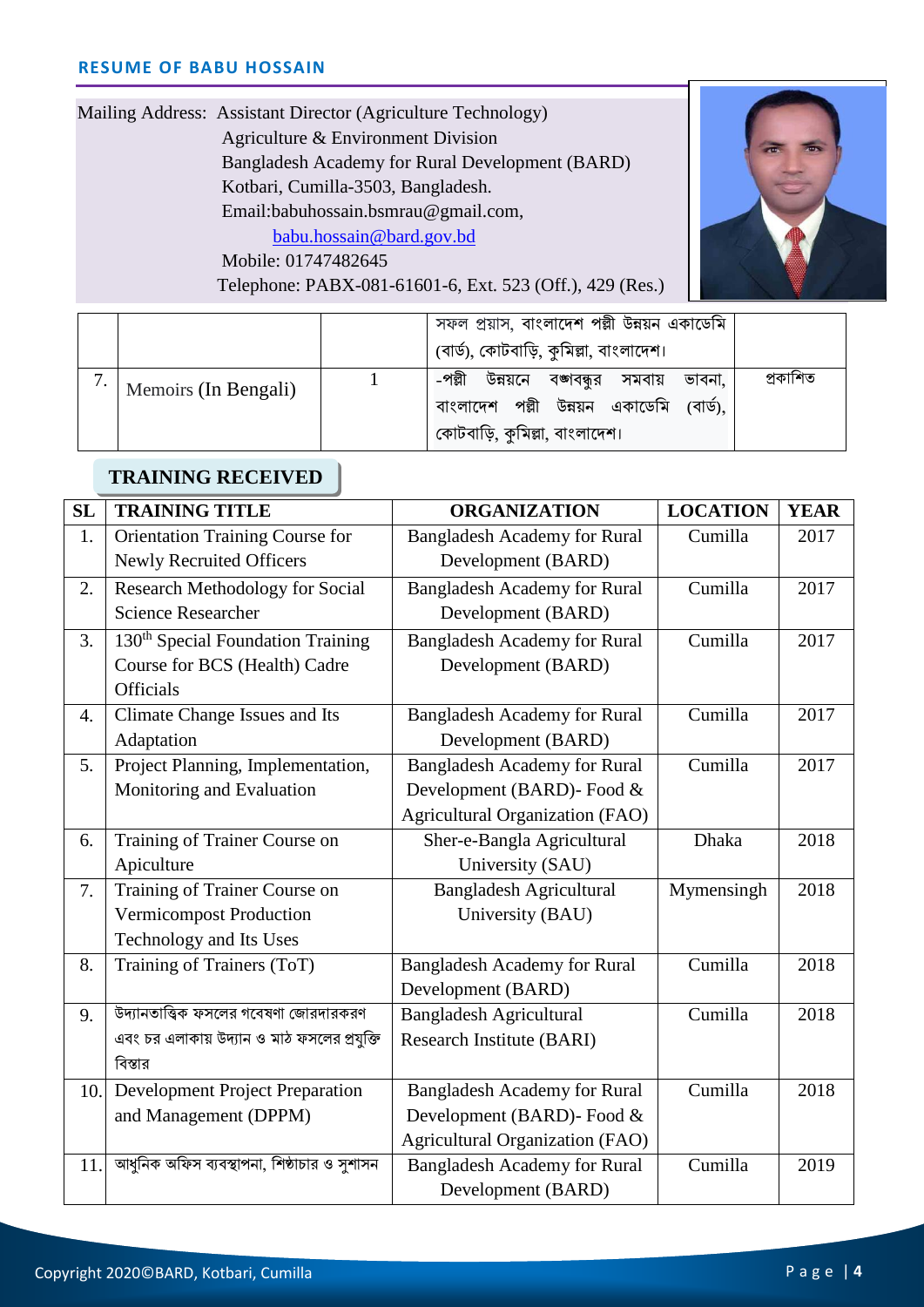**RESUME OF BABU HOSSAIN**

Mailing Address: Assistant Director (Agriculture Technology)
Agriculture & Environment Division
Bangladesh Academy for Rural Development (BARD)
Kotbari, Cumilla-3503, Bangladesh.
Email:babuhossain.bsmrau@gmail.com,
babu.hossain@bard.gov.bd
Mobile: 01747482645
Telephone: PABX-081-61601-6, Ext. 523 (Off.), 429 (Res.)

| | | | | |
|---|---|---|---|---|
| | | | সফল প্রয়াস, বাংলাদেশ পল্লী উন্নয়ন একাডেমি (বার্ড), কোটবাড়ি, কুমিল্লা, বাংলাদেশ। | |
| 7. | Memoirs (In Bengali) | 1 | -পল্লী উন্নয়নে বঙ্গবন্ধুর সমবায় ভাবনা, বাংলাদেশ পল্লী উন্নয়ন একাডেমি (বার্ড), কোটবাড়ি, কুমিল্লা, বাংলাদেশ। | প্রকাশিত |

## TRAINING RECEIVED

| SL | TRAINING TITLE | ORGANIZATION | LOCATION | YEAR |
|---|---|---|---|---|
| 1. | Orientation Training Course for Newly Recruited Officers | Bangladesh Academy for Rural Development (BARD) | Cumilla | 2017 |
| 2. | Research Methodology for Social Science Researcher | Bangladesh Academy for Rural Development (BARD) | Cumilla | 2017 |
| 3. | 130th Special Foundation Training Course for BCS (Health) Cadre Officials | Bangladesh Academy for Rural Development (BARD) | Cumilla | 2017 |
| 4. | Climate Change Issues and Its Adaptation | Bangladesh Academy for Rural Development (BARD) | Cumilla | 2017 |
| 5. | Project Planning, Implementation, Monitoring and Evaluation | Bangladesh Academy for Rural Development (BARD)- Food & Agricultural Organization (FAO) | Cumilla | 2017 |
| 6. | Training of Trainer Course on Apiculture | Sher-e-Bangla Agricultural University (SAU) | Dhaka | 2018 |
| 7. | Training of Trainer Course on Vermicompost Production Technology and Its Uses | Bangladesh Agricultural University (BAU) | Mymensingh | 2018 |
| 8. | Training of Trainers (ToT) | Bangladesh Academy for Rural Development (BARD) | Cumilla | 2018 |
| 9. | উদ্যানতাত্ত্বিক ফসলের গবেষণা জোরদারকরণ এবং চর এলাকায় উদ্যান ও মাঠ ফসলের প্রযুক্তি বিস্তার | Bangladesh Agricultural Research Institute (BARI) | Cumilla | 2018 |
| 10. | Development Project Preparation and Management (DPPM) | Bangladesh Academy for Rural Development (BARD)- Food & Agricultural Organization (FAO) | Cumilla | 2018 |
| 11. | আধুনিক অফিস ব্যবস্থাপনা, শিষ্ঠাচার ও সুশাসন | Bangladesh Academy for Rural Development (BARD) | Cumilla | 2019 |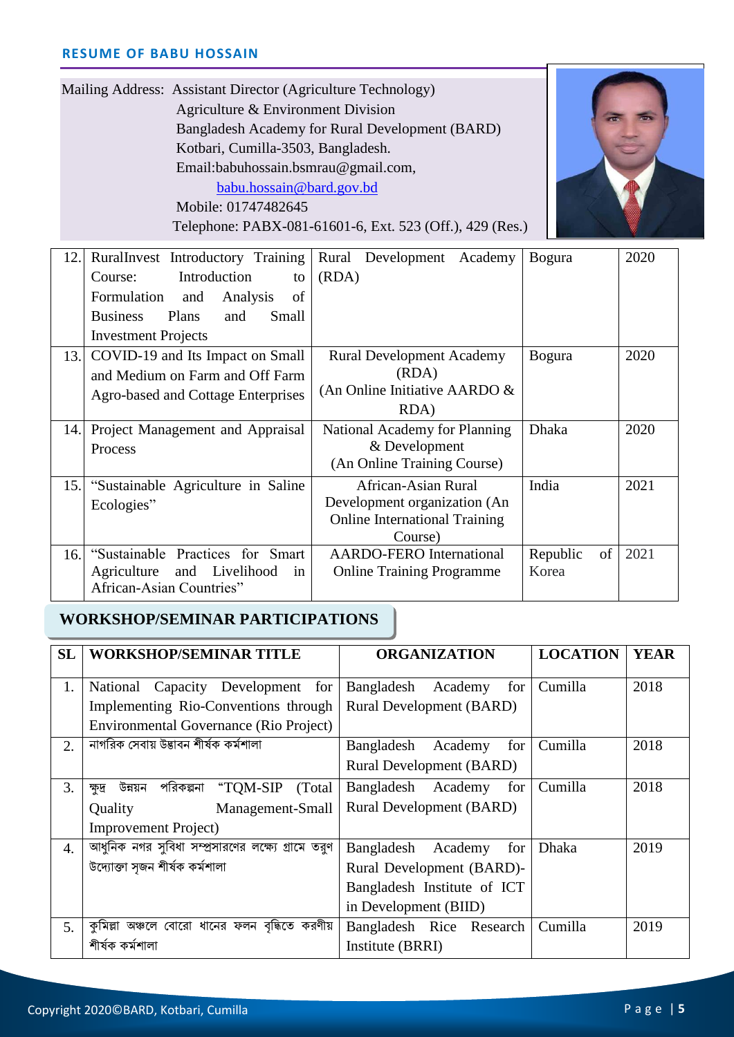Mailing Address: Assistant Director (Agriculture Technology)
Agriculture & Environment Division
Bangladesh Academy for Rural Development (BARD)
Kotbari, Cumilla-3503, Bangladesh.
Email:babuhossain.bsmrau@gmail.com,
babu.hossain@bard.gov.bd
Mobile: 01747482645
Telephone: PABX-081-61601-6, Ext. 523 (Off.), 429 (Res.)

| | | | | |
|---|---|---|---|---|
| 12. | RuralInvest Introductory Training Course: Introduction to Formulation and Analysis of Business Plans and Small Investment Projects | Rural Development Academy (RDA) | Bogura | 2020 |
| 13. | COVID-19 and Its Impact on Small and Medium on Farm and Off Farm Agro-based and Cottage Enterprises | Rural Development Academy (RDA) (An Online Initiative AARDO & RDA) | Bogura | 2020 |
| 14. | Project Management and Appraisal Process | National Academy for Planning & Development (An Online Training Course) | Dhaka | 2020 |
| 15. | "Sustainable Agriculture in Saline Ecologies" | African-Asian Rural Development organization (An Online International Training Course) | India | 2021 |
| 16. | "Sustainable Practices for Smart Agriculture and Livelihood in African-Asian Countries" | AARDO-FERO International Online Training Programme | Republic of Korea | 2021 |

## WORKSHOP/SEMINAR PARTICIPATIONS

| SL | WORKSHOP/SEMINAR TITLE | ORGANIZATION | LOCATION | YEAR |
|---|---|---|---|---|
| 1. | National Capacity Development for Implementing Rio-Conventions through Environmental Governance (Rio Project) | Bangladesh Academy for Rural Development (BARD) | Cumilla | 2018 |
| 2. | নাগরিক সেবায় উদ্ভাবন শীর্ষক কর্মশালা | Bangladesh Academy for Rural Development (BARD) | Cumilla | 2018 |
| 3. | ক্ষুদ্র উন্নয়ন পরিকল্পনা "TQM-SIP (Total Quality Management-Small Improvement Project) | Bangladesh Academy for Rural Development (BARD) | Cumilla | 2018 |
| 4. | আধুনিক নগর সুবিধা সম্প্রসারণের লক্ষ্যে গ্রামে তরুণ উদ্যোক্তা সৃজন শীর্ষক কর্মশালা | Bangladesh Academy for Rural Development (BARD)- Bangladesh Institute of ICT in Development (BIID) | Dhaka | 2019 |
| 5. | কুমিল্লা অঞ্চলে বোরো ধানের ফলন বৃদ্ধিতে করণীয় শীর্ষক কর্মশালা | Bangladesh Rice Research Institute (BRRI) | Cumilla | 2019 |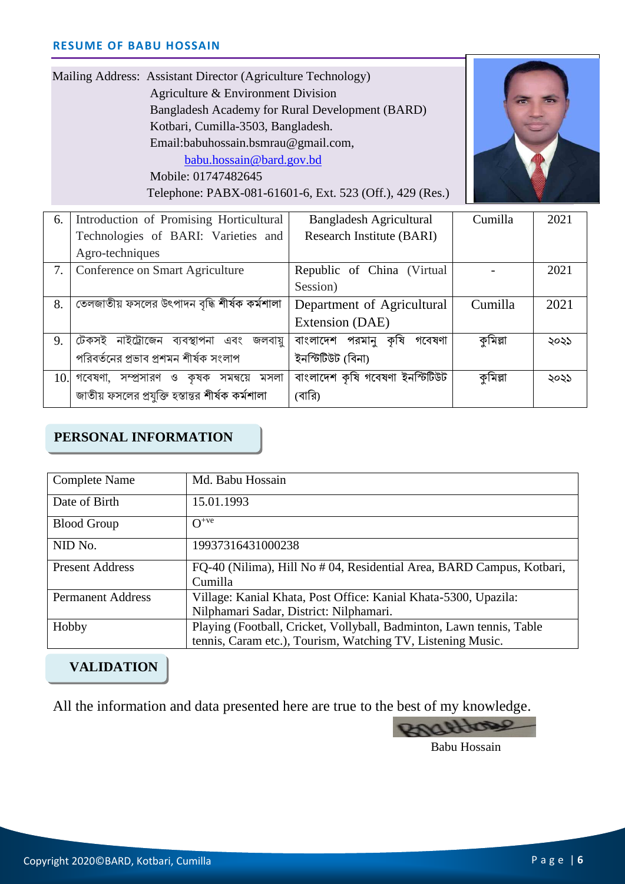RESUME OF BABU HOSSAIN

Mailing Address: Assistant Director (Agriculture Technology)
Agriculture & Environment Division
Bangladesh Academy for Rural Development (BARD)
Kotbari, Cumilla-3503, Bangladesh.
Email:babuhossain.bsmrau@gmail.com,
babu.hossain@bard.gov.bd
Mobile: 01747482645
Telephone: PABX-081-61601-6, Ext. 523 (Off.), 429 (Res.)

| | | | | |
|---|---|---|---|---|
| 6. | Introduction of Promising Horticultural Technologies of BARI: Varieties and Agro-techniques | Bangladesh Agricultural Research Institute (BARI) | Cumilla | 2021 |
| 7. | Conference on Smart Agriculture | Republic of China (Virtual Session) | - | 2021 |
| 8. | তেলজাতীয় ফসলের উৎপাদন বৃদ্ধি শীর্ষক কর্মশালা | Department of Agricultural Extension (DAE) | Cumilla | 2021 |
| 9. | টেকসই নাইট্রোজেন ব্যবস্থাপনা এবং জলবায়ু পরিবর্তনের প্রভাব প্রশমন শীর্ষক সংলাপ | বাংলাদেশ পরমানু কৃষি গবেষণা ইনস্টিটিউট (বিনা) | কুমিল্লা | ২০২১ |
| 10. | গবেষণা, সম্প্রসারণ ও কৃষক সমন্বয়ে মসলা জাতীয় ফসলের প্রযুক্তি হস্তান্তর শীর্ষক কর্মশালা | বাংলাদেশ কৃষি গবেষণা ইনস্টিটিউট (বারি) | কুমিল্লা | ২০২১ |

## PERSONAL INFORMATION

| | |
|---|---|
| Complete Name | Md. Babu Hossain |
| Date of Birth | 15.01.1993 |
| Blood Group | $O^{+ve}$ |
| NID No. | 19937316431000238 |
| Present Address | FQ-40 (Nilima), Hill No # 04, Residential Area, BARD Campus, Kotbari, Cumilla |
| Permanent Address | Village: Kanial Khata, Post Office: Kanial Khata-5300, Upazila: Nilphamari Sadar, District: Nilphamari. |
| Hobby | Playing (Football, Cricket, Vollyball, Badminton, Lawn tennis, Table tennis, Caram etc.), Tourism, Watching TV, Listening Music. |

## VALIDATION

All the information and data presented here are true to the best of my knowledge.

Babu Hossain